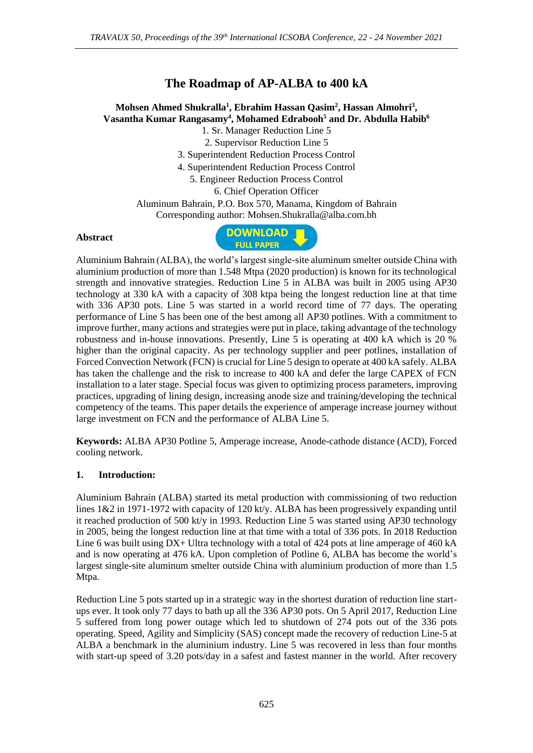# The Roadmap of AP-ALBA to 400 kA

**Mohsen Ahmed Shukralla[1], Ebrahim Hassan Qasim[2], Hassan Almohri[3], Vasantha Kumar Rangasamy[4], Mohamed Edrabooh[5] and Dr. Abdulla Habib[6]**

1. Sr. Manager Reduction Line 5
2. Supervisor Reduction Line 5
3. Superintendent Reduction Process Control
4. Superintendent Reduction Process Control
5. Engineer Reduction Process Control
6. Chief Operation Officer

Aluminum Bahrain, P.O. Box 570, Manama, Kingdom of Bahrain
Corresponding author: Mohsen.Shukralla@alba.com.bh

**Abstract**

DOWNLOAD FULL PAPER

Aluminium Bahrain (ALBA), the world's largest single-site aluminum smelter outside China with aluminium production of more than 1.548 Mtpa (2020 production) is known for its technological strength and innovative strategies. Reduction Line 5 in ALBA was built in 2005 using AP30 technology at 330 kA with a capacity of 308 ktpa being the longest reduction line at that time with 336 AP30 pots. Line 5 was started in a world record time of 77 days. The operating performance of Line 5 has been one of the best among all AP30 potlines. With a commitment to improve further, many actions and strategies were put in place, taking advantage of the technology robustness and in-house innovations. Presently, Line 5 is operating at 400 kA which is 20 % higher than the original capacity. As per technology supplier and peer potlines, installation of Forced Convection Network (FCN) is crucial for Line 5 design to operate at 400 kA safely. ALBA has taken the challenge and the risk to increase to 400 kA and defer the large CAPEX of FCN installation to a later stage. Special focus was given to optimizing process parameters, improving practices, upgrading of lining design, increasing anode size and training/developing the technical competency of the teams. This paper details the experience of amperage increase journey without large investment on FCN and the performance of ALBA Line 5.

**Keywords:** ALBA AP30 Potline 5, Amperage increase, Anode-cathode distance (ACD), Forced cooling network.

## 1. Introduction:

Aluminium Bahrain (ALBA) started its metal production with commissioning of two reduction lines 1&2 in 1971-1972 with capacity of 120 kt/y. ALBA has been progressively expanding until it reached production of 500 kt/y in 1993. Reduction Line 5 was started using AP30 technology in 2005, being the longest reduction line at that time with a total of 336 pots. In 2018 Reduction Line 6 was built using DX+ Ultra technology with a total of 424 pots at line amperage of 460 kA and is now operating at 476 kA. Upon completion of Potline 6, ALBA has become the world's largest single-site aluminum smelter outside China with aluminium production of more than 1.5 Mtpa.

Reduction Line 5 pots started up in a strategic way in the shortest duration of reduction line start-ups ever. It took only 77 days to bath up all the 336 AP30 pots. On 5 April 2017, Reduction Line 5 suffered from long power outage which led to shutdown of 274 pots out of the 336 pots operating. Speed, Agility and Simplicity (SAS) concept made the recovery of reduction Line-5 at ALBA a benchmark in the aluminium industry. Line 5 was recovered in less than four months with start-up speed of 3.20 pots/day in a safest and fastest manner in the world. After recovery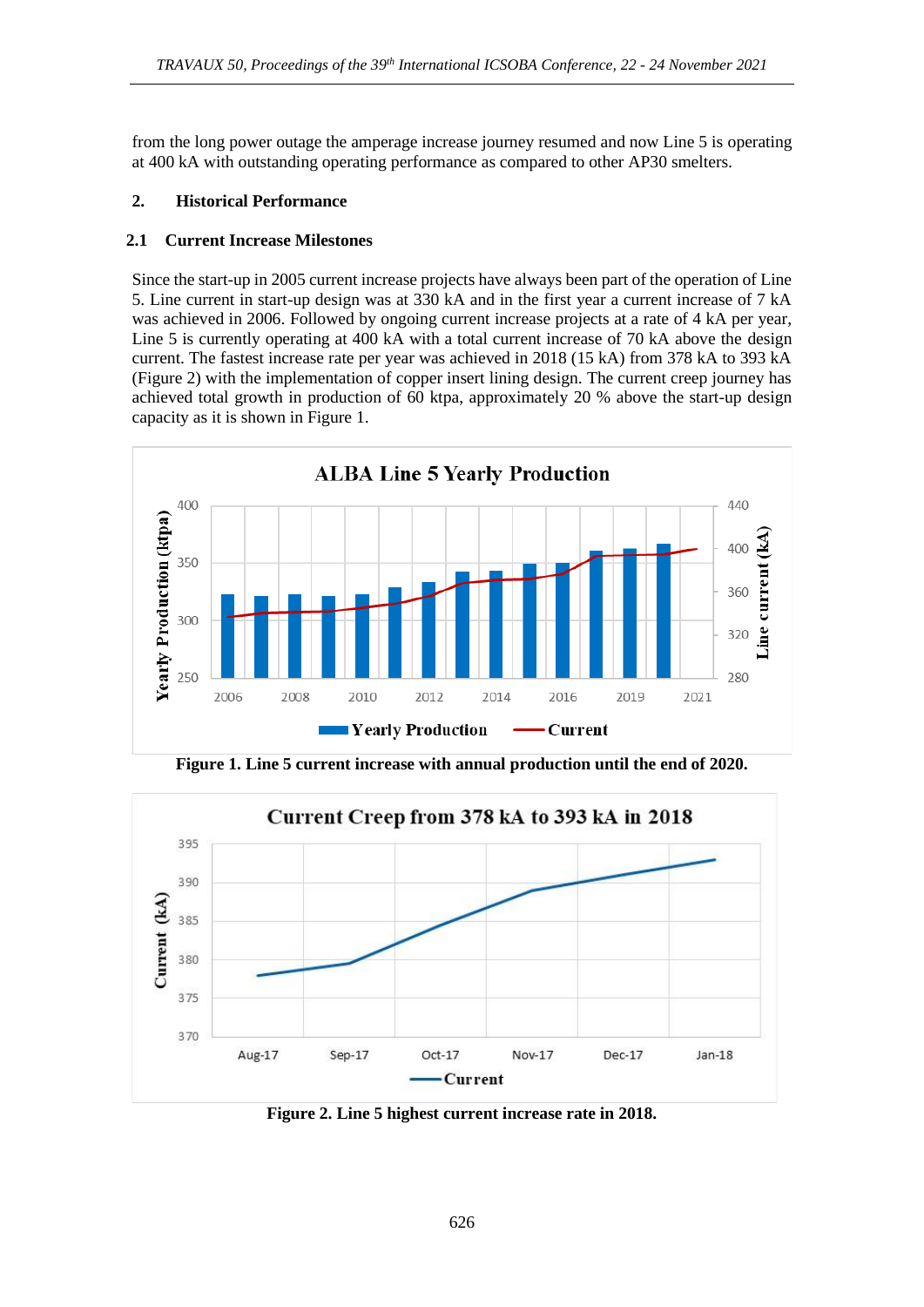from the long power outage the amperage increase journey resumed and now Line 5 is operating at 400 kA with outstanding operating performance as compared to other AP30 smelters.

## 2. Historical Performance

### 2.1 Current Increase Milestones

Since the start-up in 2005 current increase projects have always been part of the operation of Line 5. Line current in start-up design was at 330 kA and in the first year a current increase of 7 kA was achieved in 2006. Followed by ongoing current increase projects at a rate of 4 kA per year, Line 5 is currently operating at 400 kA with a total current increase of 70 kA above the design current. The fastest increase rate per year was achieved in 2018 (15 kA) from 378 kA to 393 kA (Figure 2) with the implementation of copper insert lining design. The current creep journey has achieved total growth in production of 60 ktpa, approximately 20 % above the start-up design capacity as it is shown in Figure 1.

**Figure 1. Line 5 current increase with annual production until the end of 2020.**

**Figure 2. Line 5 highest current increase rate in 2018.**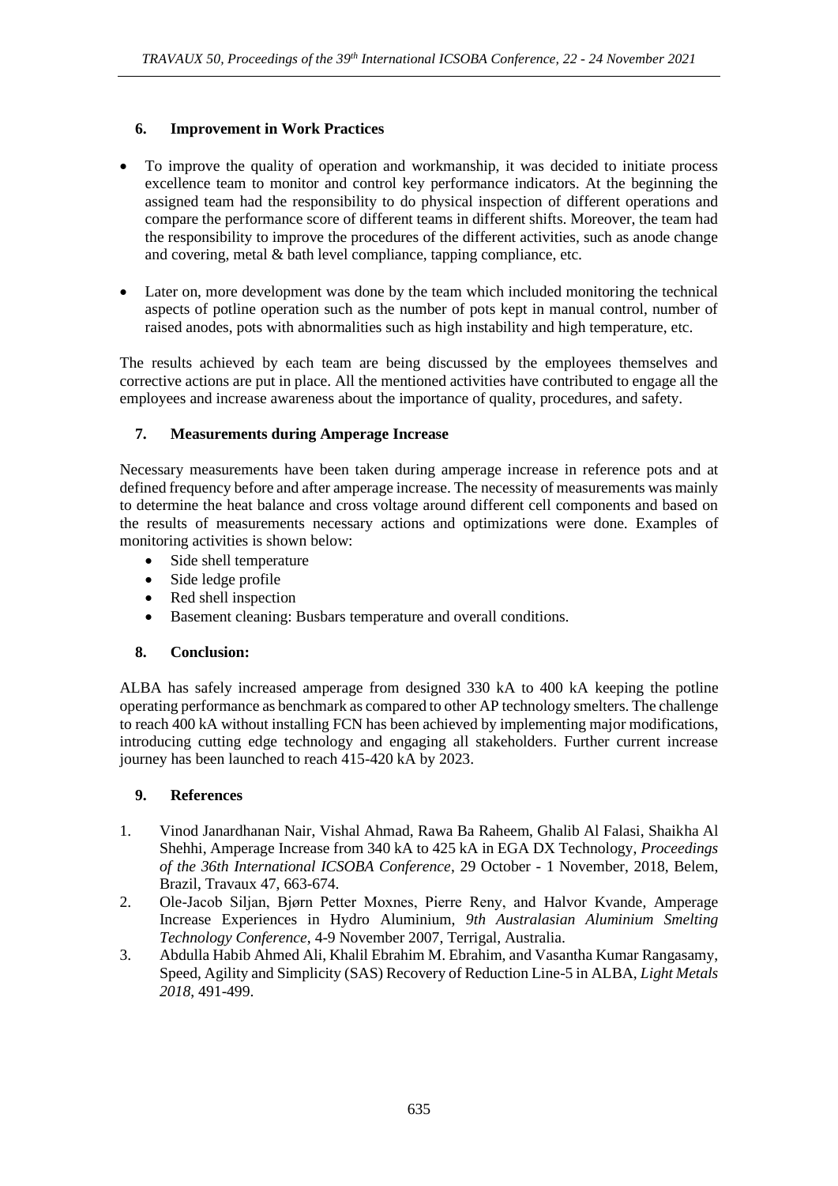## 6. Improvement in Work Practices

- To improve the quality of operation and workmanship, it was decided to initiate process excellence team to monitor and control key performance indicators. At the beginning the assigned team had the responsibility to do physical inspection of different operations and compare the performance score of different teams in different shifts. Moreover, the team had the responsibility to improve the procedures of the different activities, such as anode change and covering, metal & bath level compliance, tapping compliance, etc.

- Later on, more development was done by the team which included monitoring the technical aspects of potline operation such as the number of pots kept in manual control, number of raised anodes, pots with abnormalities such as high instability and high temperature, etc.

The results achieved by each team are being discussed by the employees themselves and corrective actions are put in place. All the mentioned activities have contributed to engage all the employees and increase awareness about the importance of quality, procedures, and safety.

## 7. Measurements during Amperage Increase

Necessary measurements have been taken during amperage increase in reference pots and at defined frequency before and after amperage increase. The necessity of measurements was mainly to determine the heat balance and cross voltage around different cell components and based on the results of measurements necessary actions and optimizations were done. Examples of monitoring activities is shown below:

- Side shell temperature
- Side ledge profile
- Red shell inspection
- Basement cleaning: Busbars temperature and overall conditions.

## 8. Conclusion:

ALBA has safely increased amperage from designed 330 kA to 400 kA keeping the potline operating performance as benchmark as compared to other AP technology smelters. The challenge to reach 400 kA without installing FCN has been achieved by implementing major modifications, introducing cutting edge technology and engaging all stakeholders. Further current increase journey has been launched to reach 415-420 kA by 2023.

## 9. References

1. Vinod Janardhanan Nair, Vishal Ahmad, Rawa Ba Raheem, Ghalib Al Falasi, Shaikha Al Shehhi, Amperage Increase from 340 kA to 425 kA in EGA DX Technology, *Proceedings of the 36th International ICSOBA Conference*, 29 October - 1 November, 2018, Belem, Brazil, Travaux 47, 663-674.
2. Ole-Jacob Siljan, Bjørn Petter Moxnes, Pierre Reny, and Halvor Kvande, Amperage Increase Experiences in Hydro Aluminium, *9th Australasian Aluminium Smelting Technology Conference*, 4-9 November 2007, Terrigal, Australia.
3. Abdulla Habib Ahmed Ali, Khalil Ebrahim M. Ebrahim, and Vasantha Kumar Rangasamy, Speed, Agility and Simplicity (SAS) Recovery of Reduction Line-5 in ALBA, *Light Metals 2018*, 491-499.